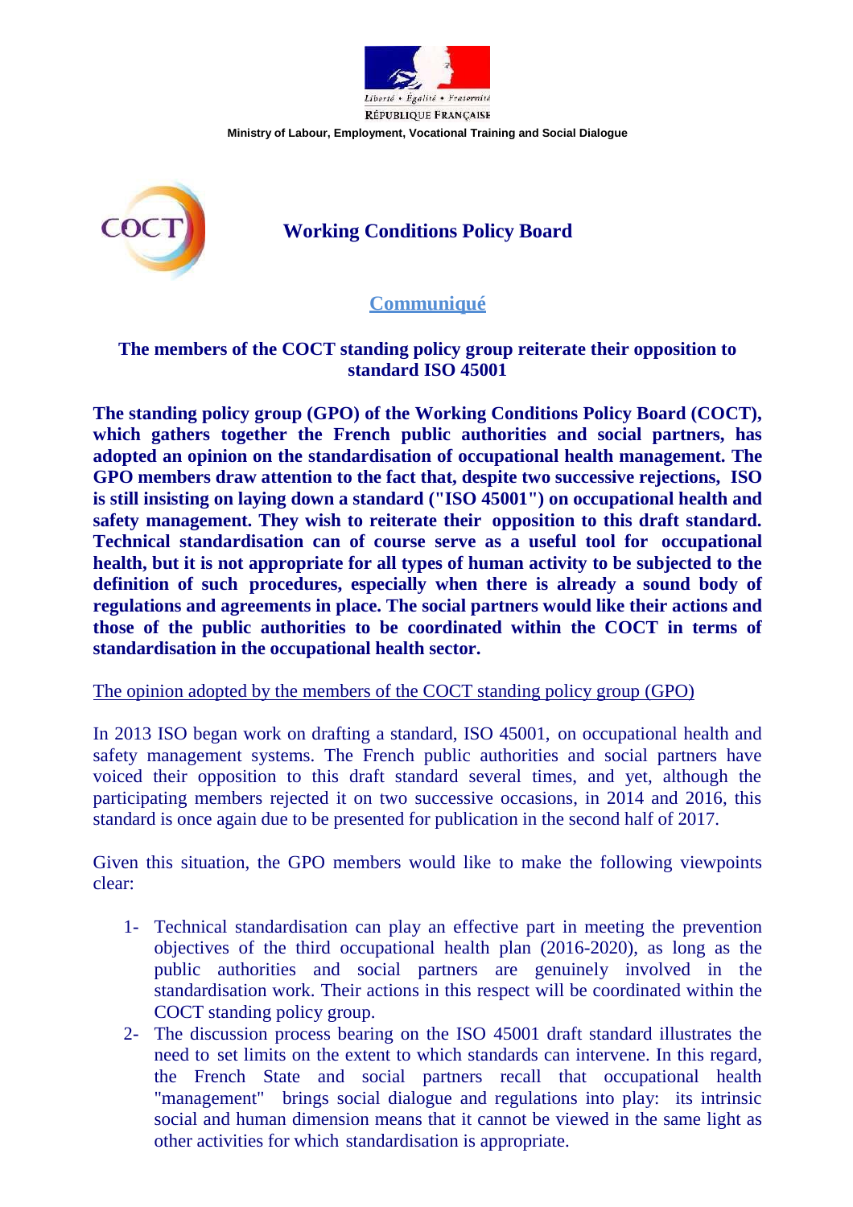Liberté • Égalité • Fraternité

RÉPUBLIQUE FRANÇAISE

**Ministry of Labour, Employment, Vocational Training and Social Dialogue**

COCT

# Working Conditions Policy Board

## Communiqué

### The members of the COCT standing policy group reiterate their opposition to standard ISO 45001

**The standing policy group (GPO) of the Working Conditions Policy Board (COCT), which gathers together the French public authorities and social partners, has adopted an opinion on the standardisation of occupational health management. The GPO members draw attention to the fact that, despite two successive rejections, ISO is still insisting on laying down a standard ("ISO 45001") on occupational health and safety management. They wish to reiterate their opposition to this draft standard. Technical standardisation can of course serve as a useful tool for occupational health, but it is not appropriate for all types of human activity to be subjected to the definition of such procedures, especially when there is already a sound body of regulations and agreements in place. The social partners would like their actions and those of the public authorities to be coordinated within the COCT in terms of standardisation in the occupational health sector.**

The opinion adopted by the members of the COCT standing policy group (GPO)

In 2013 ISO began work on drafting a standard, ISO 45001, on occupational health and safety management systems. The French public authorities and social partners have voiced their opposition to this draft standard several times, and yet, although the participating members rejected it on two successive occasions, in 2014 and 2016, this standard is once again due to be presented for publication in the second half of 2017.

Given this situation, the GPO members would like to make the following viewpoints clear:

1- Technical standardisation can play an effective part in meeting the prevention objectives of the third occupational health plan (2016-2020), as long as the public authorities and social partners are genuinely involved in the standardisation work. Their actions in this respect will be coordinated within the COCT standing policy group.
2- The discussion process bearing on the ISO 45001 draft standard illustrates the need to set limits on the extent to which standards can intervene. In this regard, the French State and social partners recall that occupational health "management" brings social dialogue and regulations into play: its intrinsic social and human dimension means that it cannot be viewed in the same light as other activities for which standardisation is appropriate.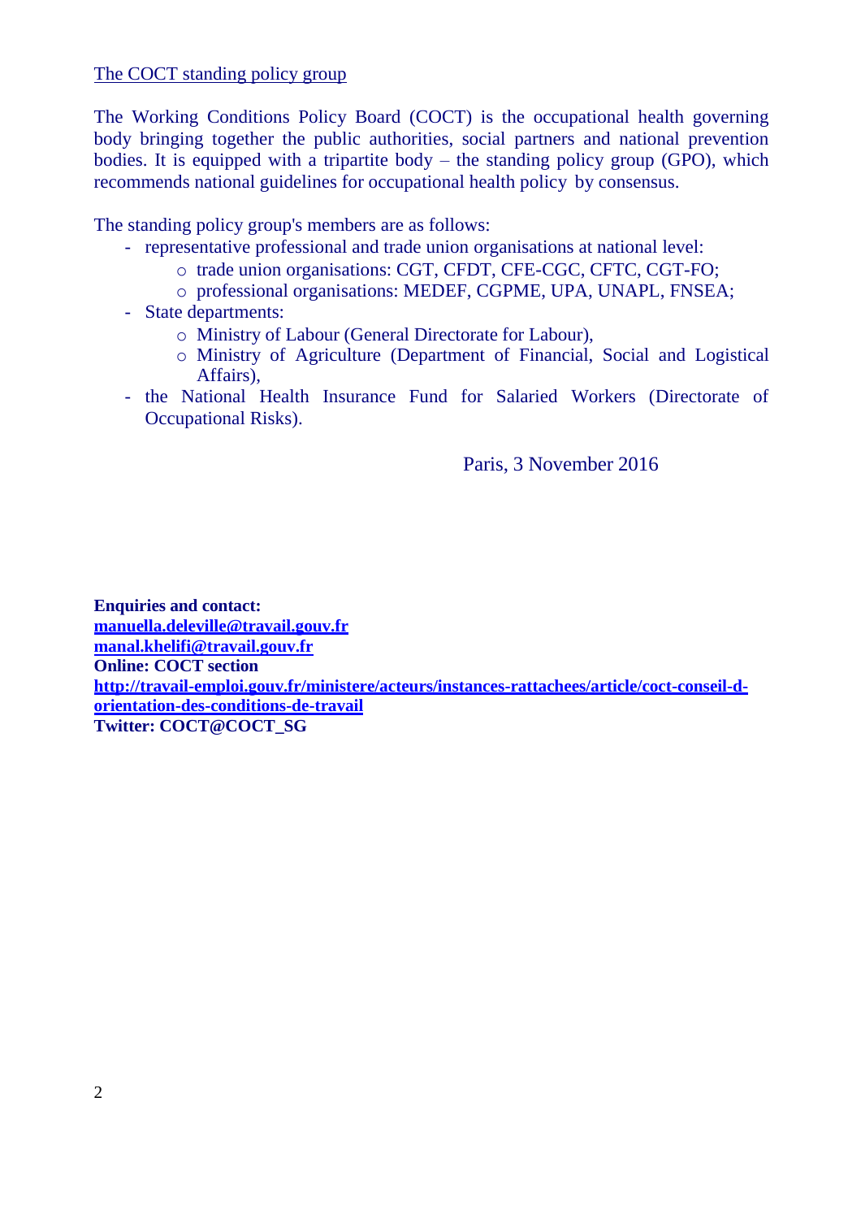## The COCT standing policy group

The Working Conditions Policy Board (COCT) is the occupational health governing body bringing together the public authorities, social partners and national prevention bodies. It is equipped with a tripartite body – the standing policy group (GPO), which recommends national guidelines for occupational health policy by consensus.

The standing policy group's members are as follows:

- representative professional and trade union organisations at national level:
  - trade union organisations: CGT, CFDT, CFE-CGC, CFTC, CGT-FO;
  - professional organisations: MEDEF, CGPME, UPA, UNAPL, FNSEA;
- State departments:
  - Ministry of Labour (General Directorate for Labour),
  - Ministry of Agriculture (Department of Financial, Social and Logistical Affairs),
- the National Health Insurance Fund for Salaried Workers (Directorate of Occupational Risks).

Paris, 3 November 2016

**Enquiries and contact:**
**manuella.deleville@travail.gouv.fr**
**manal.khelifi@travail.gouv.fr**
**Online: COCT section**
**http://travail-emploi.gouv.fr/ministere/acteurs/instances-rattachees/article/coct-conseil-d-orientation-des-conditions-de-travail**
**Twitter: COCT@COCT_SG**